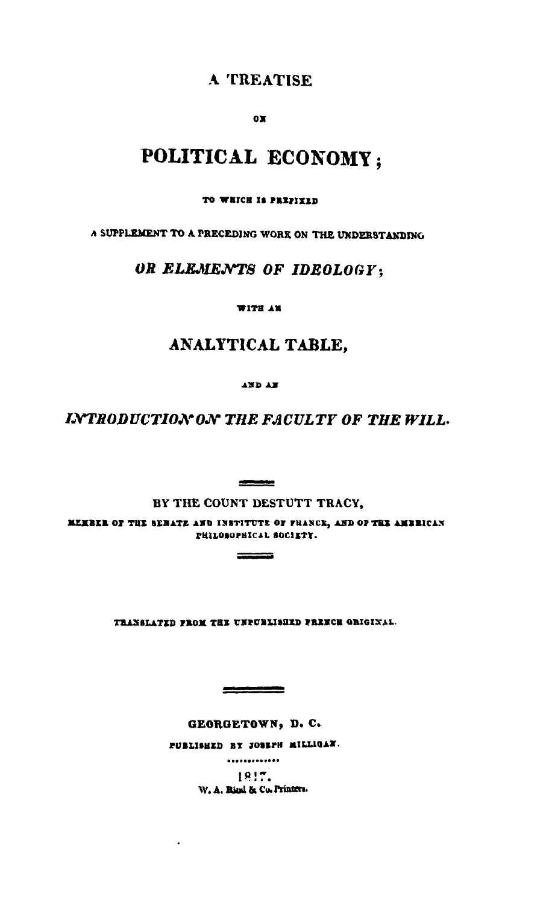# A TREATISE

ON

# POLITICAL ECONOMY;

TO WHICH IS PREFIXED

A SUPPLEMENT TO A PRECEDING WORK ON THE UNDERSTANDING

## *OR ELEMENTS OF IDEOLOGY;*

WITH AN

## ANALYTICAL TABLE,

AND AN

## *INTRODUCTION ON THE FACULTY OF THE WILL.*

---

BY THE COUNT DESTUTT TRACY,

MEMBER OF THE SENATE AND INSTITUTE OF FRANCE, AND OF THE AMERICAN PHILOSOPHICAL SOCIETY.

---

TRANSLATED FROM THE UNPUBLISHED FRENCH ORIGINAL.

---

GEORGETOWN, D. C.

PUBLISHED BY JOSEPH MILLIGAN.

1817.

W. A. Rind & Co. Printers.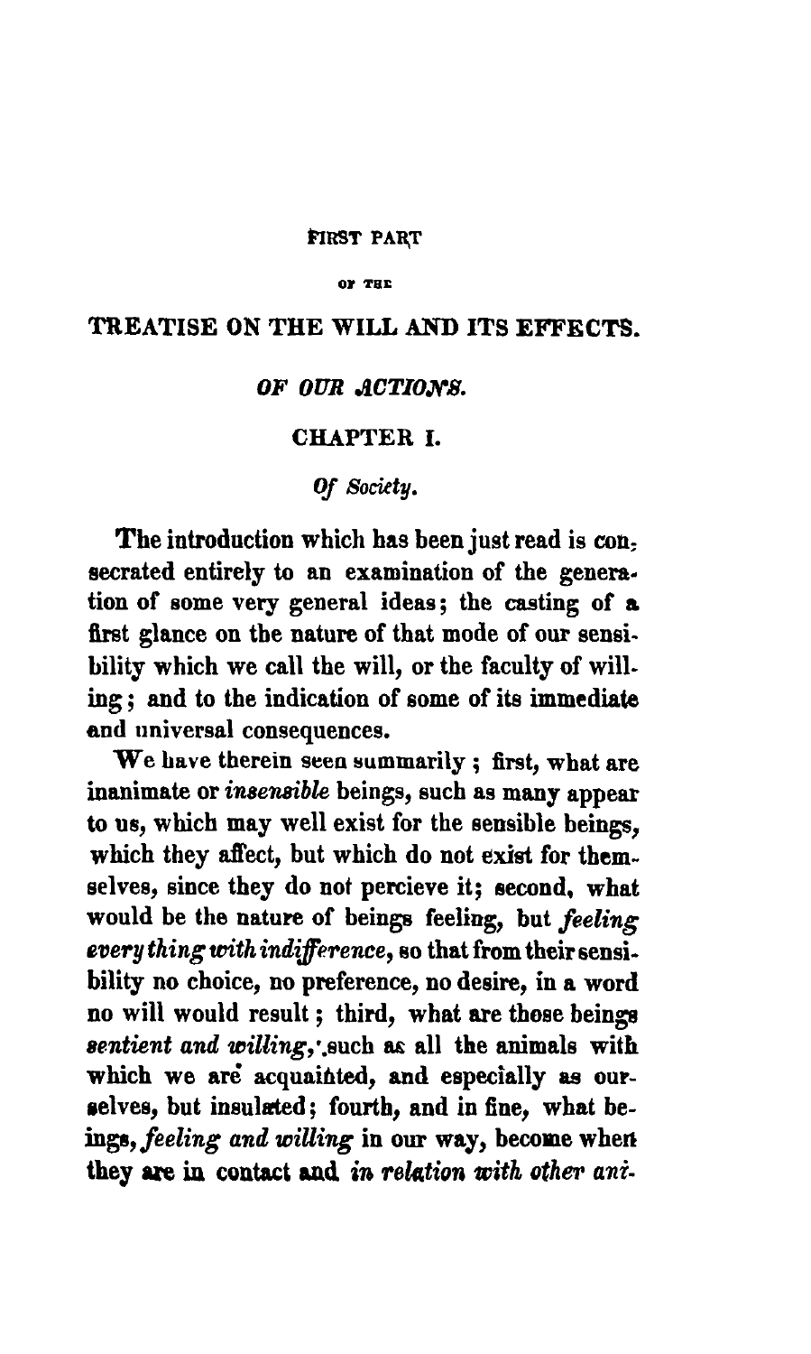FIRST PART

OF THE

# TREATISE ON THE WILL AND ITS EFFECTS.

## *OF OUR ACTIONS.*

### CHAPTER I.

#### *Of Society.*

The introduction which has been just read is consecrated entirely to an examination of the generation of some very general ideas; the casting of a first glance on the nature of that mode of our sensibility which we call the will, or the faculty of willing; and to the indication of some of its immediate and universal consequences.

We have therein seen summarily; first, what are inanimate or *insensible* beings, such as many appear to us, which may well exist for the sensible beings, which they affect, but which do not exist for themselves, since they do not percieve it; second, what would be the nature of beings feeling, but *feeling every thing with indifference*, so that from their sensibility no choice, no preference, no desire, in a word no will would result; third, what are those beings *sentient and willing*, such as all the animals with which we are acquainted, and especially as ourselves, but insulated; fourth, and in fine, what beings, *feeling and willing* in our way, become when they are in contact and *in relation with other ani-*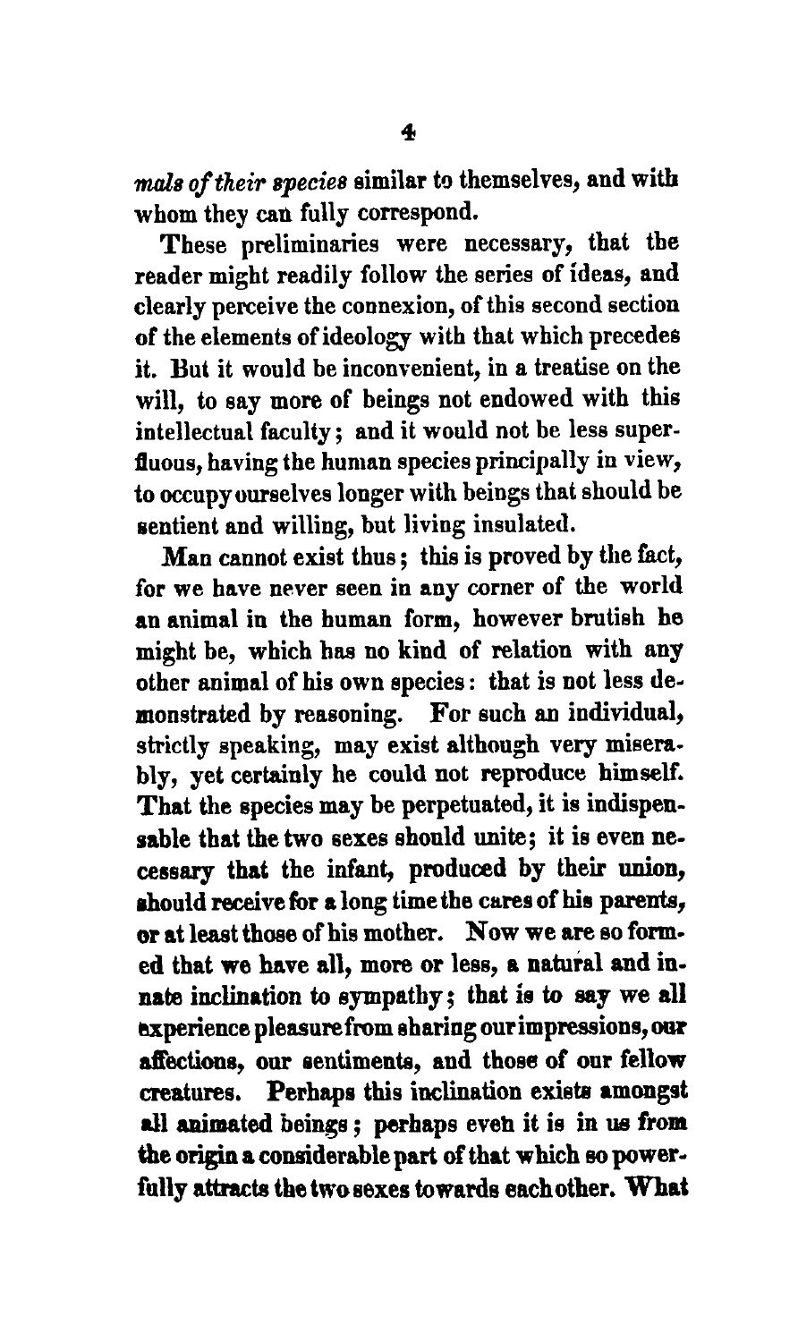*mals of their species* similar to themselves, and with whom they can fully correspond.

These preliminaries were necessary, that the reader might readily follow the series of ideas, and clearly perceive the connexion, of this second section of the elements of ideology with that which precedes it. But it would be inconvenient, in a treatise on the will, to say more of beings not endowed with this intellectual faculty; and it would not be less superfluous, having the human species principally in view, to occupy ourselves longer with beings that should be sentient and willing, but living insulated.

Man cannot exist thus; this is proved by the fact, for we have never seen in any corner of the world an animal in the human form, however brutish he might be, which has no kind of relation with any other animal of his own species: that is not less demonstrated by reasoning. For such an individual, strictly speaking, may exist although very miserably, yet certainly he could not reproduce himself. That the species may be perpetuated, it is indispensable that the two sexes should unite; it is even necessary that the infant, produced by their union, should receive for a long time the cares of his parents, or at least those of his mother. Now we are so formed that we have all, more or less, a natural and innate inclination to sympathy; that is to say we all experience pleasure from sharing our impressions, our affections, our sentiments, and those of our fellow creatures. Perhaps this inclination exists amongst all animated beings; perhaps even it is in us from the origin a considerable part of that which so powerfully attracts the two sexes towards each other. What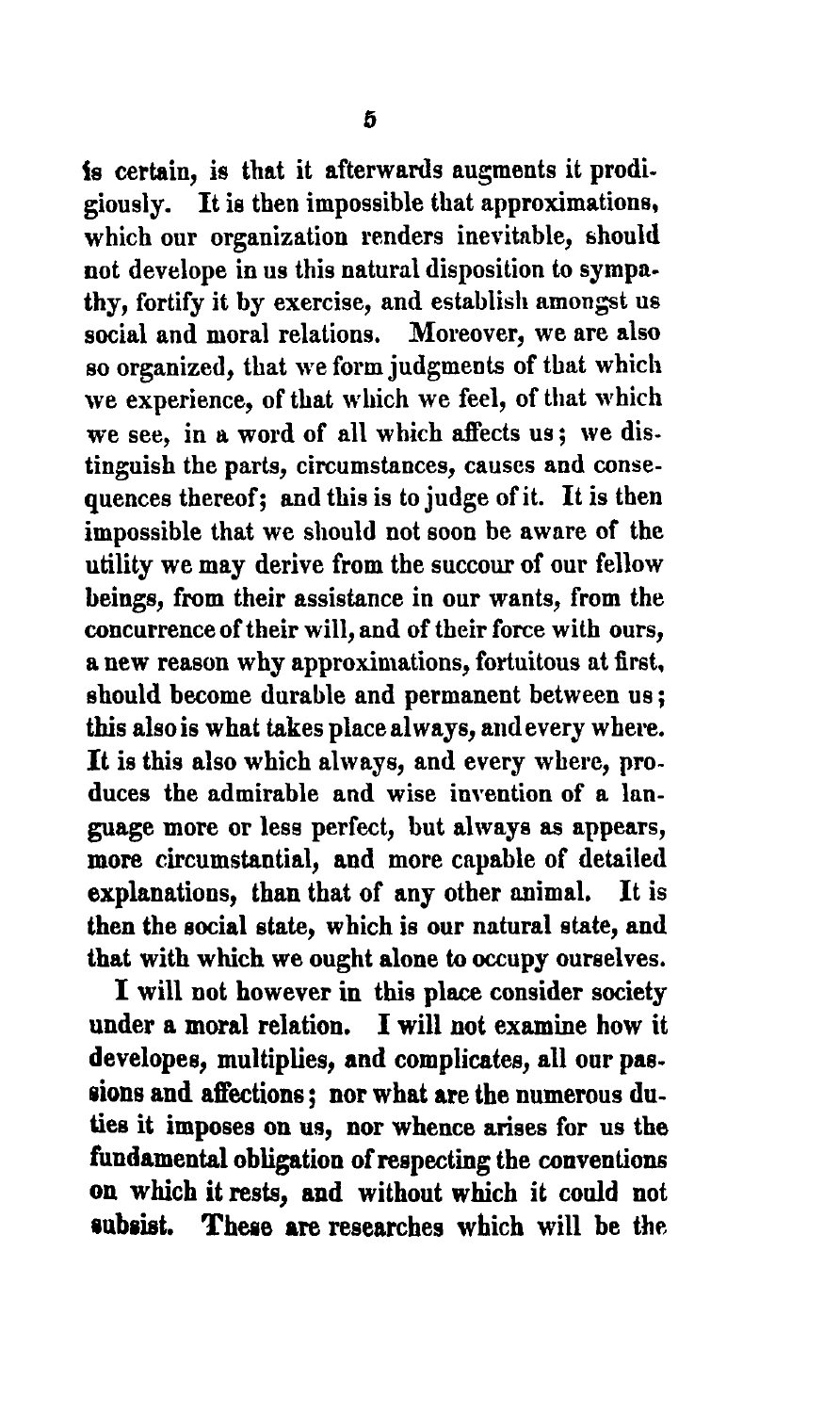is certain, is that it afterwards augments it prodigiously. It is then impossible that approximations, which our organization renders inevitable, should not develope in us this natural disposition to sympathy, fortify it by exercise, and establish amongst us social and moral relations. Moreover, we are also so organized, that we form judgments of that which we experience, of that which we feel, of that which we see, in a word of all which affects us; we distinguish the parts, circumstances, causes and consequences thereof; and this is to judge of it. It is then impossible that we should not soon be aware of the utility we may derive from the succour of our fellow beings, from their assistance in our wants, from the concurrence of their will, and of their force with ours, a new reason why approximations, fortuitous at first, should become durable and permanent between us; this also is what takes place always, and every where. It is this also which always, and every where, produces the admirable and wise invention of a language more or less perfect, but always as appears, more circumstantial, and more capable of detailed explanations, than that of any other animal. It is then the social state, which is our natural state, and that with which we ought alone to occupy ourselves.

I will not however in this place consider society under a moral relation. I will not examine how it developes, multiplies, and complicates, all our passions and affections; nor what are the numerous duties it imposes on us, nor whence arises for us the fundamental obligation of respecting the conventions on which it rests, and without which it could not subsist. These are researches which will be the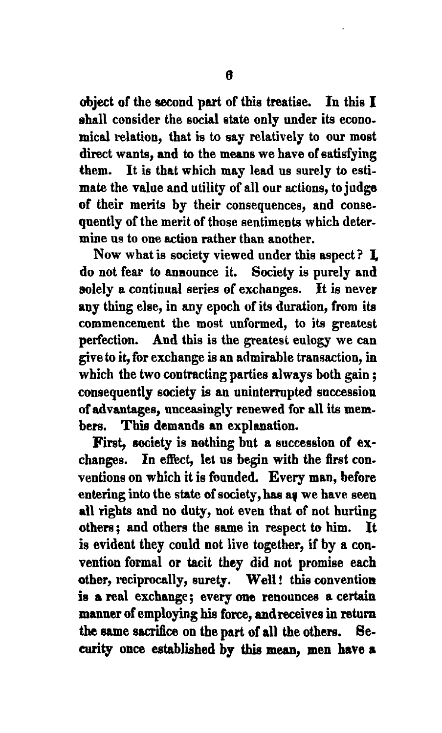object of the second part of this treatise. In this I shall consider the social state only under its economical relation, that is to say relatively to our most direct wants, and to the means we have of satisfying them. It is that which may lead us surely to estimate the value and utility of all our actions, to judge of their merits by their consequences, and consequently of the merit of those sentiments which determine us to one action rather than another.

Now what is society viewed under this aspect? I do not fear to announce it. Society is purely and solely a continual series of exchanges. It is never any thing else, in any epoch of its duration, from its commencement the most unformed, to its greatest perfection. And this is the greatest eulogy we can give to it, for exchange is an admirable transaction, in which the two contracting parties always both gain; consequently society is an uninterrupted succession of advantages, unceasingly renewed for all its members. This demands an explanation.

First, society is nothing but a succession of exchanges. In effect, let us begin with the first conventions on which it is founded. Every man, before entering into the state of society, has as we have seen all rights and no duty, not even that of not hurting others; and others the same in respect to him. It is evident they could not live together, if by a convention formal or tacit they did not promise each other, reciprocally, surety. Well! this convention is a real exchange; every one renounces a certain manner of employing his force, and receives in return the same sacrifice on the part of all the others. Security once established by this mean, men have a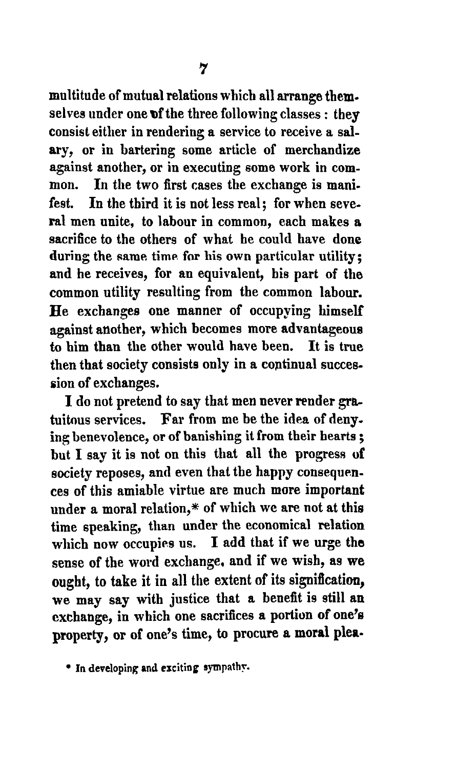multitude of mutual relations which all arrange themselves under one of the three following classes: they consist either in rendering a service to receive a salary, or in bartering some article of merchandize against another, or in executing some work in common. In the two first cases the exchange is manifest. In the third it is not less real; for when several men unite, to labour in common, each makes a sacrifice to the others of what he could have done during the same time for his own particular utility; and he receives, for an equivalent, his part of the common utility resulting from the common labour. He exchanges one manner of occupying himself against another, which becomes more advantageous to him than the other would have been. It is true then that society consists only in a continual succession of exchanges.

I do not pretend to say that men never render gratuitous services. Far from me be the idea of denying benevolence, or of banishing it from their hearts; but I say it is not on this that all the progress of society reposes, and even that the happy consequences of this amiable virtue are much more important under a moral relation,* of which we are not at this time speaking, than under the economical relation which now occupies us. I add that if we urge the sense of the word exchange, and if we wish, as we ought, to take it in all the extent of its signification, we may say with justice that a benefit is still an exchange, in which one sacrifices a portion of one's property, or of one's time, to procure a moral plea-

* In developing and exciting sympathy.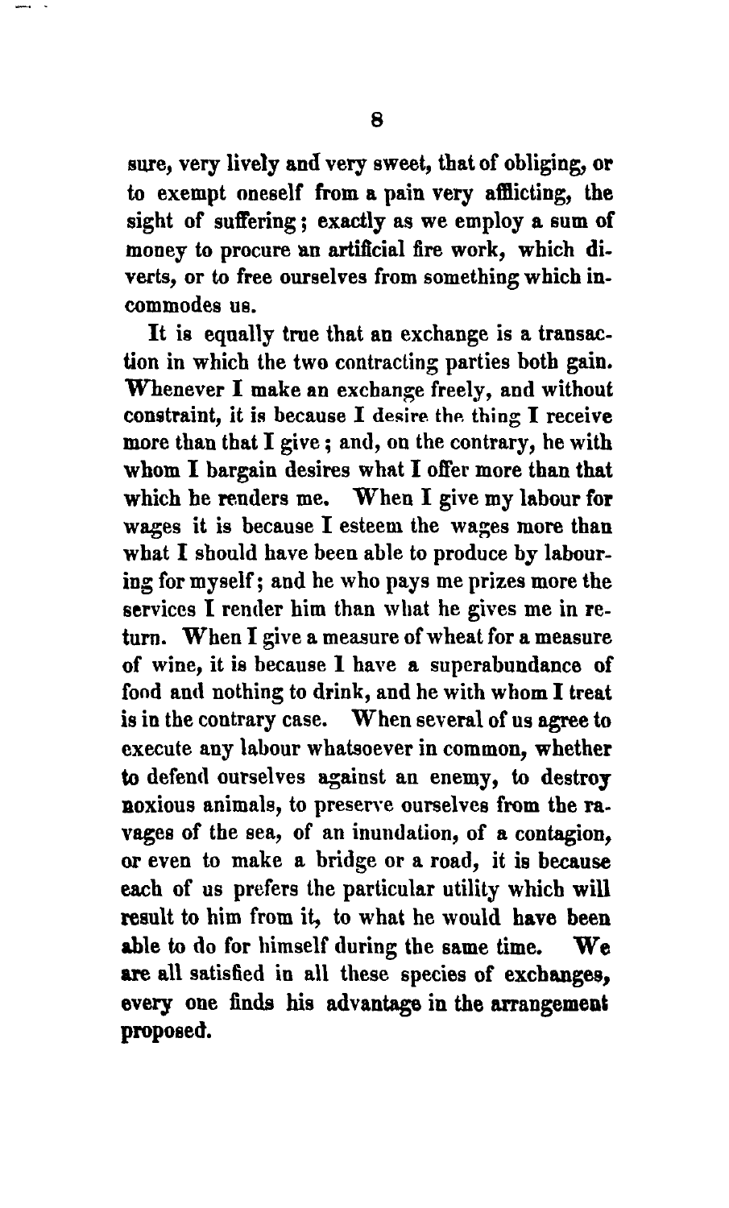sure, very lively and very sweet, that of obliging, or to exempt oneself from a pain very afflicting, the sight of suffering; exactly as we employ a sum of money to procure an artificial fire work, which diverts, or to free ourselves from something which incommodes us.

It is equally true that an exchange is a transaction in which the two contracting parties both gain. Whenever I make an exchange freely, and without constraint, it is because I desire the thing I receive more than that I give; and, on the contrary, he with whom I bargain desires what I offer more than that which he renders me. When I give my labour for wages it is because I esteem the wages more than what I should have been able to produce by labouring for myself; and he who pays me prizes more the services I render him than what he gives me in return. When I give a measure of wheat for a measure of wine, it is because I have a superabundance of food and nothing to drink, and he with whom I treat is in the contrary case. When several of us agree to execute any labour whatsoever in common, whether to defend ourselves against an enemy, to destroy noxious animals, to preserve ourselves from the ravages of the sea, of an inundation, of a contagion, or even to make a bridge or a road, it is because each of us prefers the particular utility which will result to him from it, to what he would have been able to do for himself during the same time. We are all satisfied in all these species of exchanges, every one finds his advantage in the arrangement proposed.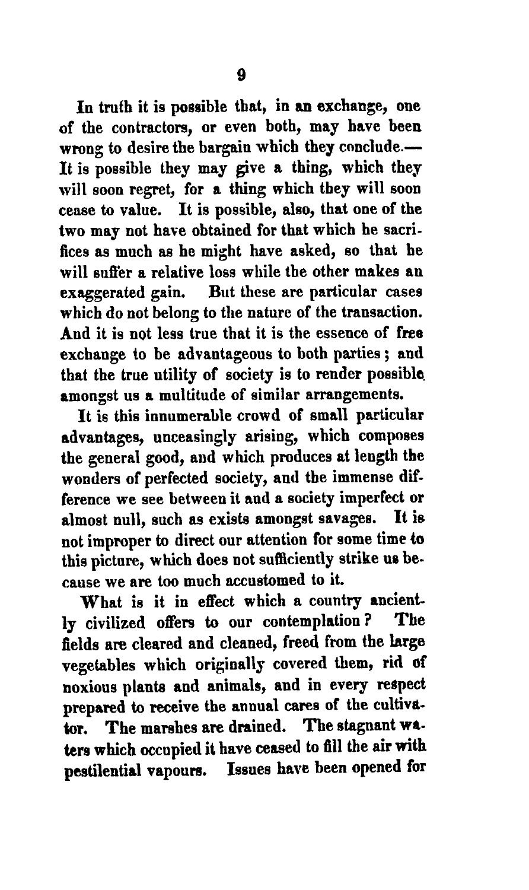In truth it is possible that, in an exchange, one of the contractors, or even both, may have been wrong to desire the bargain which they conclude.—It is possible they may give a thing, which they will soon regret, for a thing which they will soon cease to value. It is possible, also, that one of the two may not have obtained for that which he sacrifices as much as he might have asked, so that he will suffer a relative loss while the other makes an exaggerated gain. But these are particular cases which do not belong to the nature of the transaction. And it is not less true that it is the essence of free exchange to be advantageous to both parties; and that the true utility of society is to render possible amongst us a multitude of similar arrangements.

It is this innumerable crowd of small particular advantages, unceasingly arising, which composes the general good, and which produces at length the wonders of perfected society, and the immense difference we see between it and a society imperfect or almost null, such as exists amongst savages. It is not improper to direct our attention for some time to this picture, which does not sufficiently strike us because we are too much accustomed to it.

What is it in effect which a country anciently civilized offers to our contemplation? The fields are cleared and cleaned, freed from the large vegetables which originally covered them, rid of noxious plants and animals, and in every respect prepared to receive the annual cares of the cultivator. The marshes are drained. The stagnant waters which occupied it have ceased to fill the air with pestilential vapours. Issues have been opened for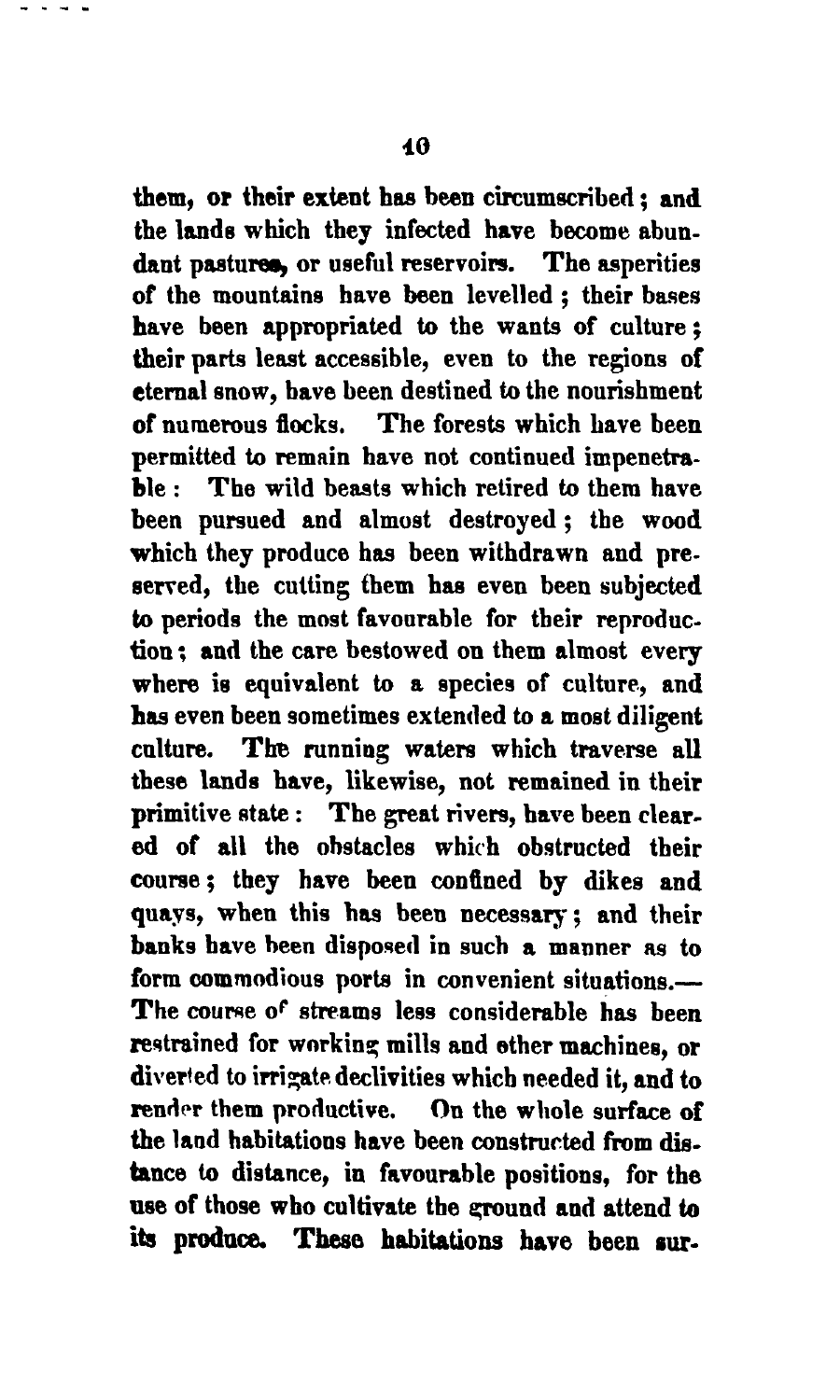them, or their extent has been circumscribed; and the lands which they infected have become abundant pastures, or useful reservoirs. The asperities of the mountains have been levelled; their bases have been appropriated to the wants of culture; their parts least accessible, even to the regions of eternal snow, have been destined to the nourishment of numerous flocks. The forests which have been permitted to remain have not continued impenetrable: The wild beasts which retired to them have been pursued and almost destroyed; the wood which they produce has been withdrawn and preserved, the cutting them has even been subjected to periods the most favourable for their reproduction; and the care bestowed on them almost every where is equivalent to a species of culture, and has even been sometimes extended to a most diligent culture. The running waters which traverse all these lands have, likewise, not remained in their primitive state: The great rivers, have been cleared of all the obstacles which obstructed their course; they have been confined by dikes and quays, when this has been necessary; and their banks have been disposed in such a manner as to form commodious ports in convenient situations.—The course of streams less considerable has been restrained for working mills and other machines, or diverted to irrigate declivities which needed it, and to render them productive. On the whole surface of the land habitations have been constructed from distance to distance, in favourable positions, for the use of those who cultivate the ground and attend to its produce. These habitations have been sur-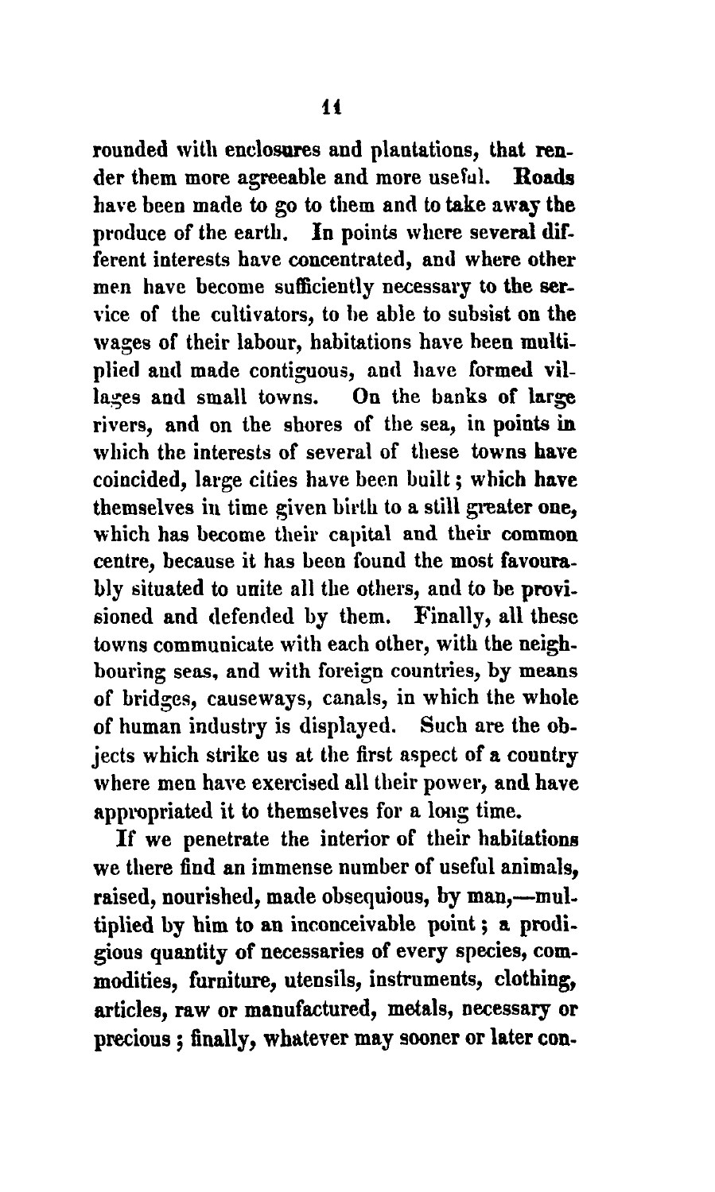rounded with enclosures and plantations, that render them more agreeable and more useful. Roads have been made to go to them and to take away the produce of the earth. In points where several different interests have concentrated, and where other men have become sufficiently necessary to the service of the cultivators, to be able to subsist on the wages of their labour, habitations have been multiplied and made contiguous, and have formed villages and small towns. On the banks of large rivers, and on the shores of the sea, in points in which the interests of several of these towns have coincided, large cities have been built; which have themselves in time given birth to a still greater one, which has become their capital and their common centre, because it has been found the most favourably situated to unite all the others, and to be provisioned and defended by them. Finally, all these towns communicate with each other, with the neighbouring seas, and with foreign countries, by means of bridges, causeways, canals, in which the whole of human industry is displayed. Such are the objects which strike us at the first aspect of a country where men have exercised all their power, and have appropriated it to themselves for a long time.

If we penetrate the interior of their habitations we there find an immense number of useful animals, raised, nourished, made obsequious, by man,—multiplied by him to an inconceivable point; a prodigious quantity of necessaries of every species, commodities, furniture, utensils, instruments, clothing, articles, raw or manufactured, metals, necessary or precious; finally, whatever may sooner or later con-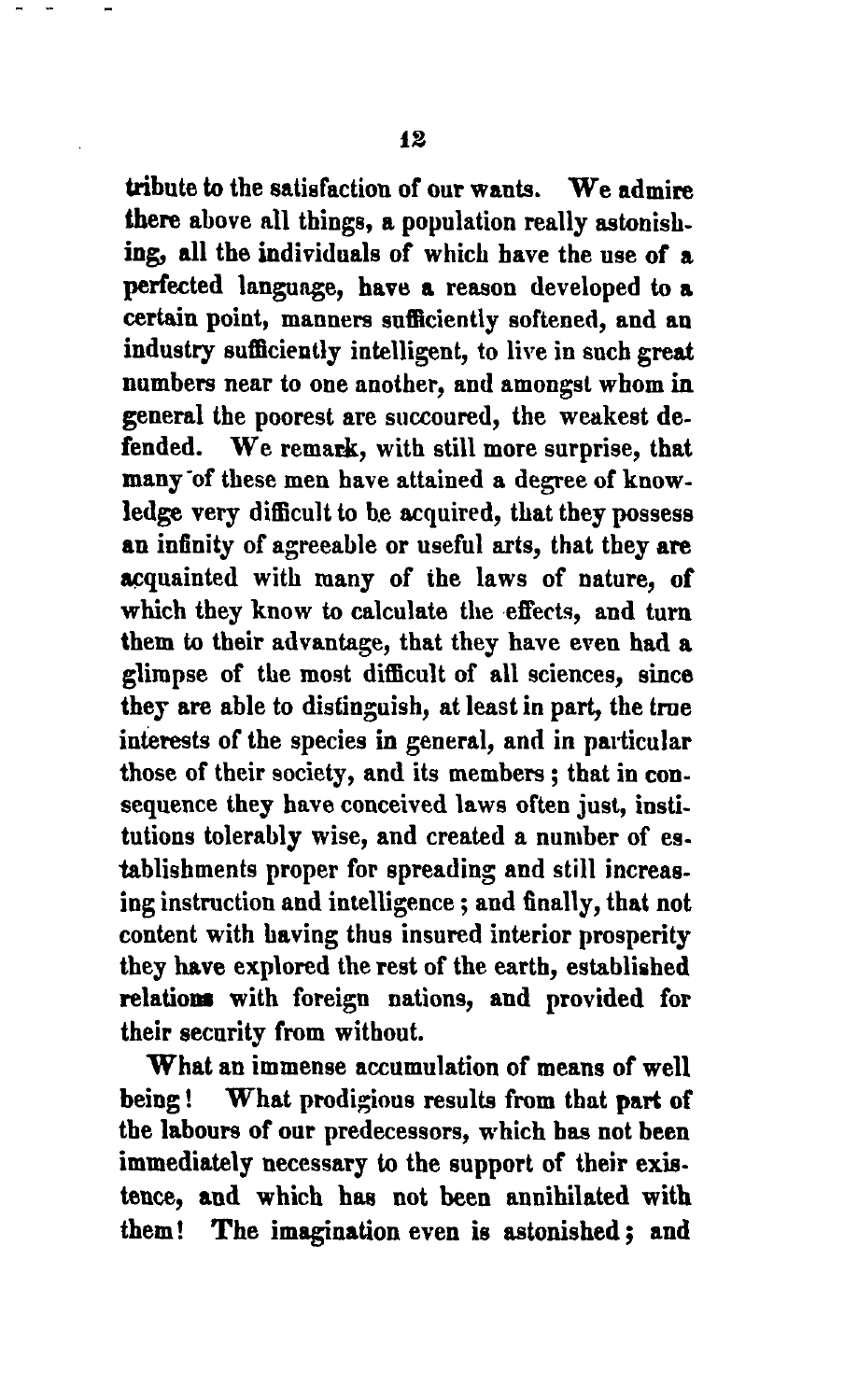tribute to the satisfaction of our wants. We admire there above all things, a population really astonishing, all the individuals of which have the use of a perfected language, have a reason developed to a certain point, manners sufficiently softened, and an industry sufficiently intelligent, to live in such great numbers near to one another, and amongst whom in general the poorest are succoured, the weakest defended. We remark, with still more surprise, that many of these men have attained a degree of knowledge very difficult to be acquired, that they possess an infinity of agreeable or useful arts, that they are acquainted with many of the laws of nature, of which they know to calculate the effects, and turn them to their advantage, that they have even had a glimpse of the most difficult of all sciences, since they are able to distinguish, at least in part, the true interests of the species in general, and in particular those of their society, and its members; that in consequence they have conceived laws often just, institutions tolerably wise, and created a number of establishments proper for spreading and still increasing instruction and intelligence; and finally, that not content with having thus insured interior prosperity they have explored the rest of the earth, established relations with foreign nations, and provided for their security from without.

What an immense accumulation of means of well being! What prodigious results from that part of the labours of our predecessors, which has not been immediately necessary to the support of their existence, and which has not been annihilated with them! The imagination even is astonished; and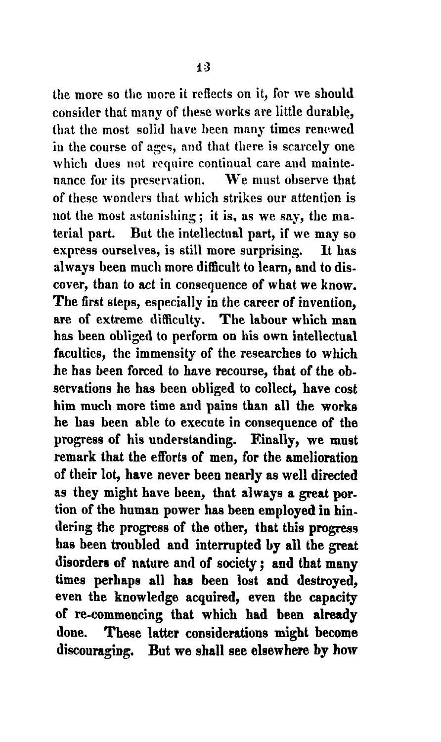the more so the more it reflects on it, for we should consider that many of these works are little durable, that the most solid have been many times renewed in the course of ages, and that there is scarcely one which does not require continual care and maintenance for its preservation. We must observe that of these wonders that which strikes our attention is not the most astonishing; it is, as we say, the material part. But the intellectual part, if we may so express ourselves, is still more surprising. It has always been much more difficult to learn, and to discover, than to act in consequence of what we know. The first steps, especially in the career of invention, are of extreme difficulty. The labour which man has been obliged to perform on his own intellectual faculties, the immensity of the researches to which he has been forced to have recourse, that of the observations he has been obliged to collect, have cost him much more time and pains than all the works he has been able to execute in consequence of the progress of his understanding. Finally, we must remark that the efforts of men, for the amelioration of their lot, have never been nearly as well directed as they might have been, that always a great portion of the human power has been employed in hindering the progress of the other, that this progress has been troubled and interrupted by all the great disorders of nature and of society; and that many times perhaps all has been lost and destroyed, even the knowledge acquired, even the capacity of re-commencing that which had been already done. These latter considerations might become discouraging. But we shall see elsewhere by how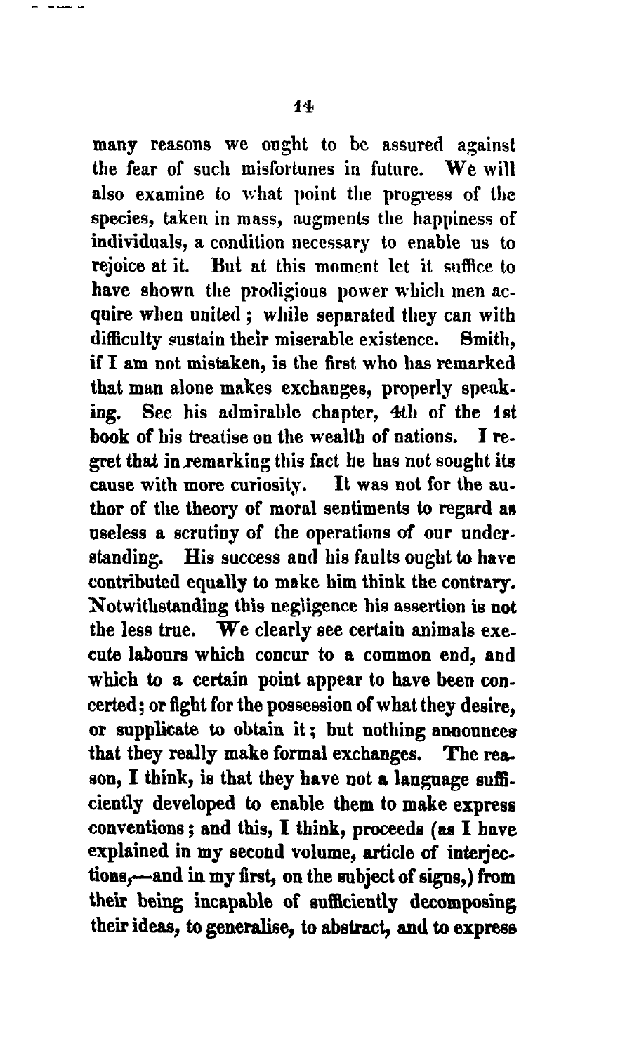many reasons we ought to be assured against the fear of such misfortunes in future. We will also examine to what point the progress of the species, taken in mass, augments the happiness of individuals, a condition necessary to enable us to rejoice at it. But at this moment let it suffice to have shown the prodigious power which men acquire when united; while separated they can with difficulty sustain their miserable existence. Smith, if I am not mistaken, is the first who has remarked that man alone makes exchanges, properly speaking. See his admirable chapter, 4th of the 1st book of his treatise on the wealth of nations. I regret that in remarking this fact he has not sought its cause with more curiosity. It was not for the author of the theory of moral sentiments to regard as useless a scrutiny of the operations of our understanding. His success and his faults ought to have contributed equally to make him think the contrary. Notwithstanding this negligence his assertion is not the less true. We clearly see certain animals execute labours which concur to a common end, and which to a certain point appear to have been concerted; or fight for the possession of what they desire, or supplicate to obtain it; but nothing announces that they really make formal exchanges. The reason, I think, is that they have not a language sufficiently developed to enable them to make express conventions; and this, I think, proceeds (as I have explained in my second volume, article of interjections,—and in my first, on the subject of signs,) from their being incapable of sufficiently decomposing their ideas, to generalise, to abstract, and to express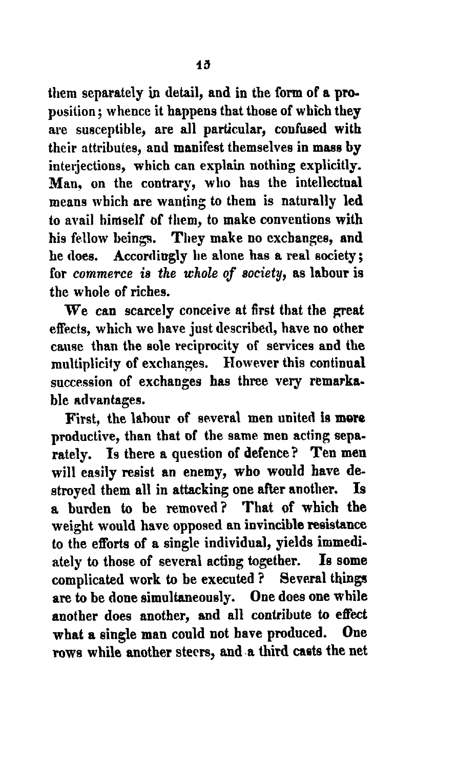them separately in detail, and in the form of a proposition; whence it happens that those of which they are susceptible, are all particular, confused with their attributes, and manifest themselves in mass by interjections, which can explain nothing explicitly. Man, on the contrary, who has the intellectual means which are wanting to them is naturally led to avail himself of them, to make conventions with his fellow beings. They make no exchanges, and he does. Accordingly he alone has a real society; for *commerce is the whole of society*, as labour is the whole of riches.

We can scarcely conceive at first that the great effects, which we have just described, have no other cause than the sole reciprocity of services and the multiplicity of exchanges. However this continual succession of exchanges has three very remarkable advantages.

First, the labour of several men united is more productive, than that of the same men acting separately. Is there a question of defence? Ten men will easily resist an enemy, who would have destroyed them all in attacking one after another. Is a burden to be removed? That of which the weight would have opposed an invincible resistance to the efforts of a single individual, yields immediately to those of several acting together. Is some complicated work to be executed? Several things are to be done simultaneously. One does one while another does another, and all contribute to effect what a single man could not have produced. One rows while another steers, and a third casts the net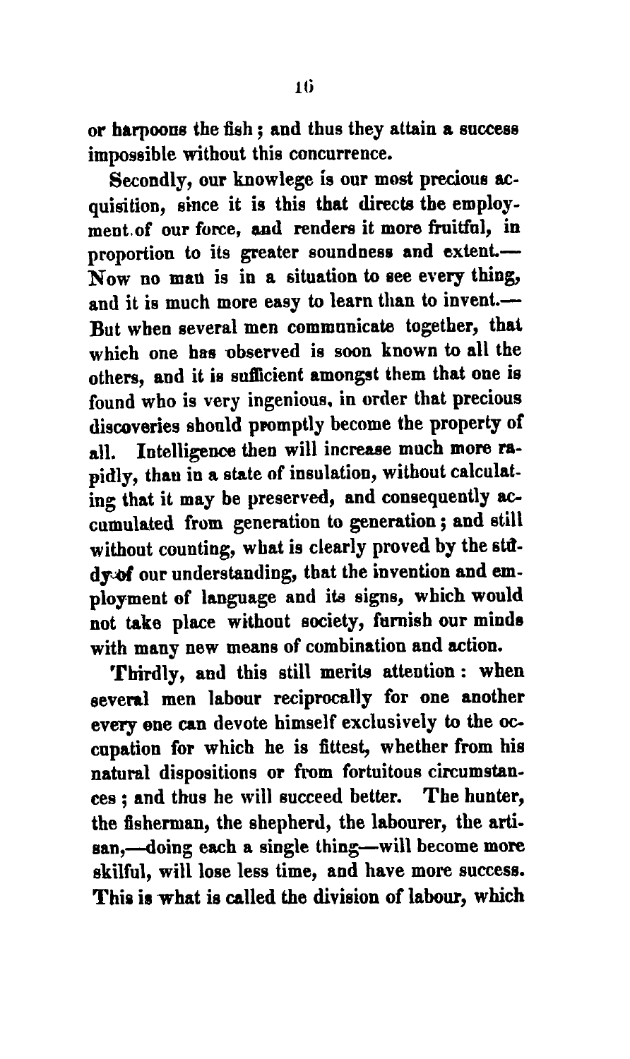or harpoons the fish; and thus they attain a success impossible without this concurrence.

Secondly, our knowlege is our most precious acquisition, since it is this that directs the employment of our force, and renders it more fruitful, in proportion to its greater soundness and extent.— Now no man is in a situation to see every thing, and it is much more easy to learn than to invent.— But when several men communicate together, that which one has observed is soon known to all the others, and it is sufficient amongst them that one is found who is very ingenious, in order that precious discoveries should promptly become the property of all. Intelligence then will increase much more rapidly, than in a state of insulation, without calculating that it may be preserved, and consequently accumulated from generation to generation; and still without counting, what is clearly proved by the study of our understanding, that the invention and employment of language and its signs, which would not take place without society, furnish our minds with many new means of combination and action.

Thirdly, and this still merits attention: when several men labour reciprocally for one another every one can devote himself exclusively to the occupation for which he is fittest, whether from his natural dispositions or from fortuitous circumstances; and thus he will succeed better. The hunter, the fisherman, the shepherd, the labourer, the artisan,—doing each a single thing—will become more skilful, will lose less time, and have more success. This is what is called the division of labour, which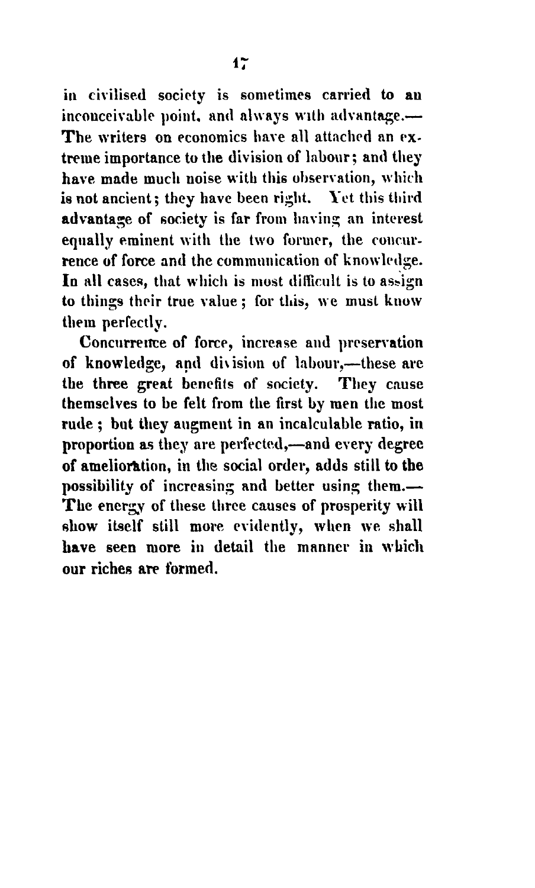in civilised society is sometimes carried to an inconceivable point, and always with advantage.—The writers on economics have all attached an extreme importance to the division of labour; and they have made much noise with this observation, which is not ancient; they have been right. Yet this third advantage of society is far from having an interest equally eminent with the two former, the concurrence of force and the communication of knowledge. In all cases, that which is most difficult is to assign to things their true value; for this, we must know them perfectly.

Concurrence of force, increase and preservation of knowledge, and division of labour,—these are the three great benefits of society. They cause themselves to be felt from the first by men the most rude; but they augment in an incalculable ratio, in proportion as they are perfected,—and every degree of amelioration, in the social order, adds still to the possibility of increasing and better using them.—The energy of these three causes of prosperity will show itself still more evidently, when we shall have seen more in detail the manner in which our riches are formed.